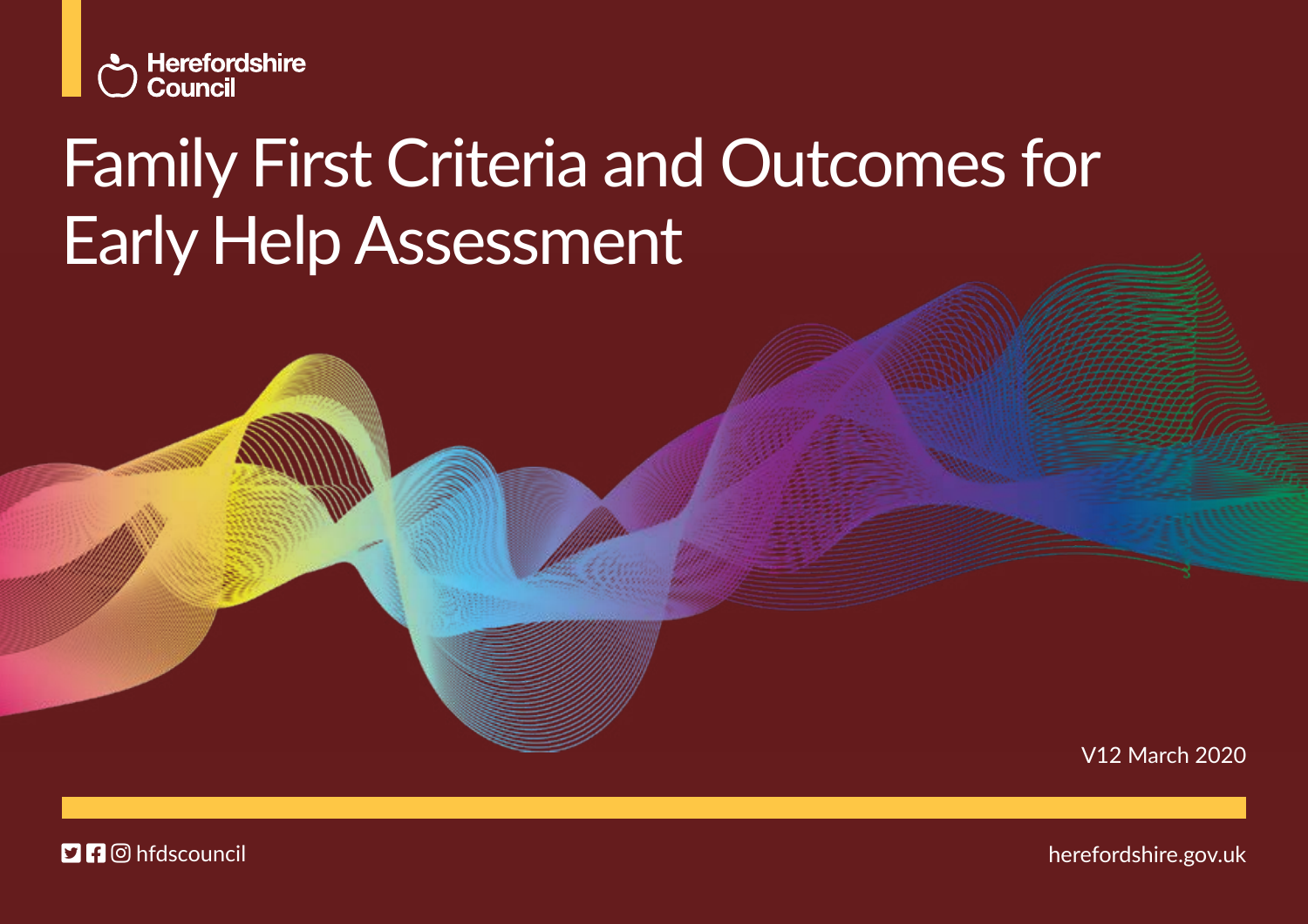Herefordshire Council

# Family First Criteria and Outcomes for Early Help Assessment

V12 March 2020

hfdscouncil

herefordshire.gov.uk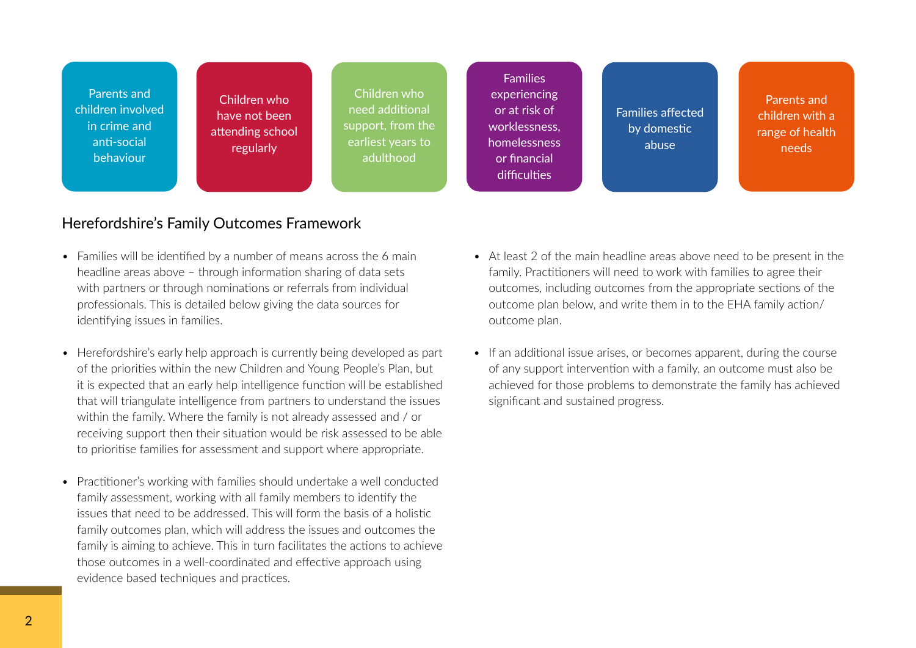- Parents and children involved in crime and anti-social behaviour
- Children who have not been attending school regularly
- Children who need additional support, from the earliest years to adulthood
- Families experiencing or at risk of worklessness, homelessness or financial difficulties
- Families affected by domestic abuse
- Parents and children with a range of health needs

## Herefordshire's Family Outcomes Framework

- Families will be identified by a number of means across the 6 main headline areas above – through information sharing of data sets with partners or through nominations or referrals from individual professionals. This is detailed below giving the data sources for identifying issues in families.

- Herefordshire's early help approach is currently being developed as part of the priorities within the new Children and Young People's Plan, but it is expected that an early help intelligence function will be established that will triangulate intelligence from partners to understand the issues within the family. Where the family is not already assessed and / or receiving support then their situation would be risk assessed to be able to prioritise families for assessment and support where appropriate.

- Practitioner's working with families should undertake a well conducted family assessment, working with all family members to identify the issues that need to be addressed. This will form the basis of a holistic family outcomes plan, which will address the issues and outcomes the family is aiming to achieve. This in turn facilitates the actions to achieve those outcomes in a well-coordinated and effective approach using evidence based techniques and practices.

- At least 2 of the main headline areas above need to be present in the family. Practitioners will need to work with families to agree their outcomes, including outcomes from the appropriate sections of the outcome plan below, and write them in to the EHA family action/ outcome plan.

- If an additional issue arises, or becomes apparent, during the course of any support intervention with a family, an outcome must also be achieved for those problems to demonstrate the family has achieved significant and sustained progress.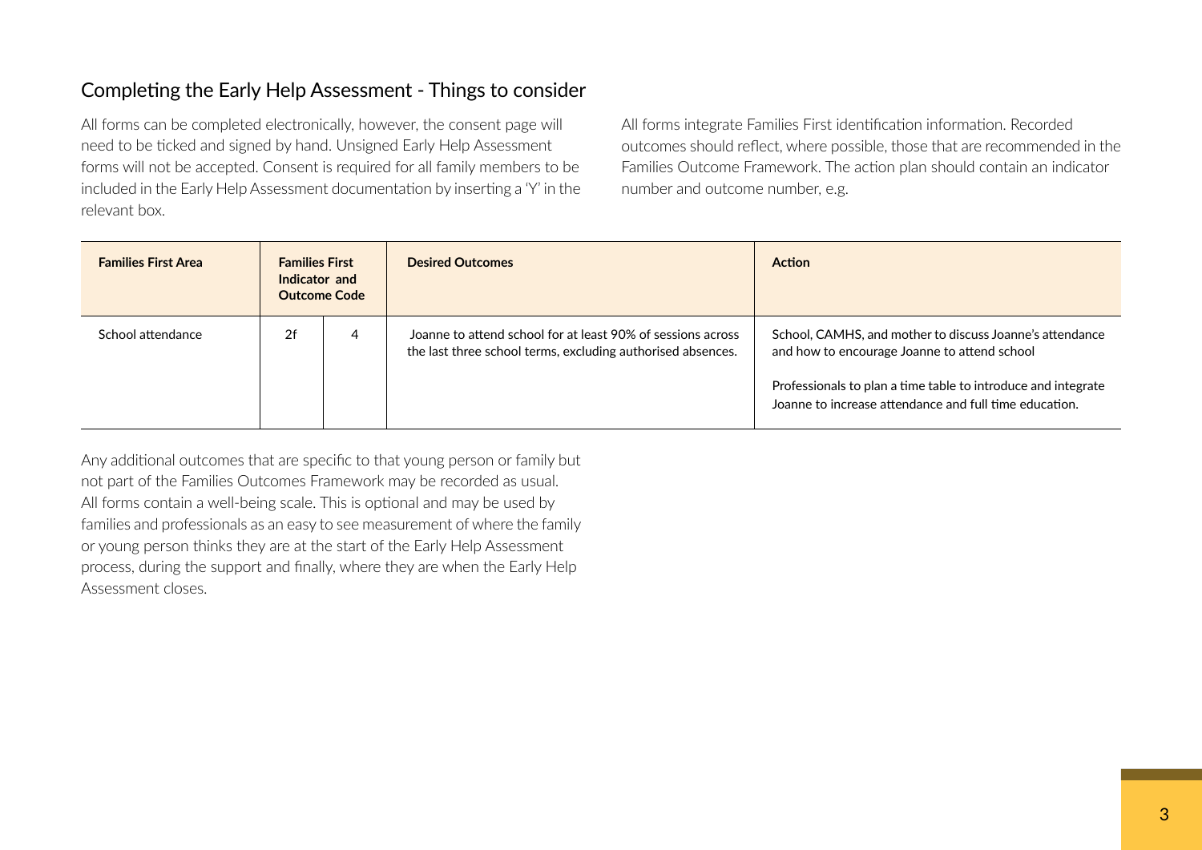## Completing the Early Help Assessment - Things to consider

All forms can be completed electronically, however, the consent page will need to be ticked and signed by hand. Unsigned Early Help Assessment forms will not be accepted. Consent is required for all family members to be included in the Early Help Assessment documentation by inserting a 'Y' in the relevant box.

All forms integrate Families First identification information. Recorded outcomes should reflect, where possible, those that are recommended in the Families Outcome Framework. The action plan should contain an indicator number and outcome number, e.g.

| Families First Area | Families First Indicator and Outcome Code | | Desired Outcomes | Action |
|---|---|---|---|---|
| School attendance | 2f | 4 | Joanne to attend school for at least 90% of sessions across the last three school terms, excluding authorised absences. | School, CAMHS, and mother to discuss Joanne's attendance and how to encourage Joanne to attend school<br><br>Professionals to plan a time table to introduce and integrate Joanne to increase attendance and full time education. |

Any additional outcomes that are specific to that young person or family but not part of the Families Outcomes Framework may be recorded as usual. All forms contain a well-being scale. This is optional and may be used by families and professionals as an easy to see measurement of where the family or young person thinks they are at the start of the Early Help Assessment process, during the support and finally, where they are when the Early Help Assessment closes.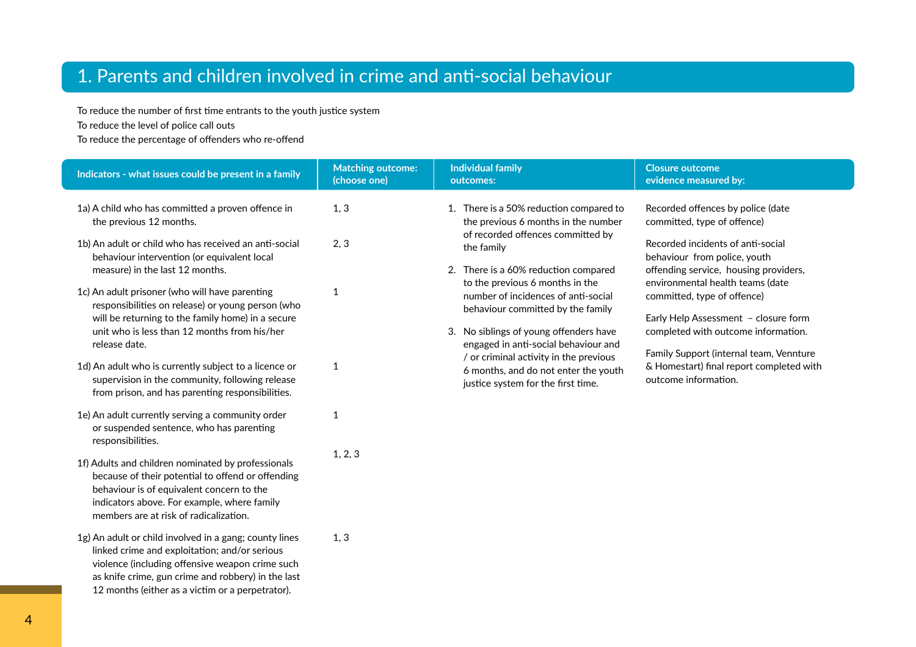## 1. Parents and children involved in crime and anti-social behaviour

To reduce the number of first time entrants to the youth justice system

To reduce the level of police call outs

To reduce the percentage of offenders who re-offend

| Indicators - what issues could be present in a family | Matching outcome: (choose one) | Individual family outcomes: | Closure outcome evidence measured by: |
|---|---|---|---|
| 1a) A child who has committed a proven offence in the previous 12 months. | 1, 3 | 1. There is a 50% reduction compared to the previous 6 months in the number of recorded offences committed by the family | Recorded offences by police (date committed, type of offence) |
| 1b) An adult or child who has received an anti-social behaviour intervention (or equivalent local measure) in the last 12 months. | 2, 3 | 2. There is a 60% reduction compared to the previous 6 months in the number of incidences of anti-social behaviour committed by the family | Recorded incidents of anti-social behaviour from police, youth offending service, housing providers, environmental health teams (date committed, type of offence) |
| 1c) An adult prisoner (who will have parenting responsibilities on release) or young person (who will be returning to the family home) in a secure unit who is less than 12 months from his/her release date. | 1 | 3. No siblings of young offenders have engaged in anti-social behaviour and / or criminal activity in the previous 6 months, and do not enter the youth justice system for the first time. | Early Help Assessment – closure form completed with outcome information. |
| 1d) An adult who is currently subject to a licence or supervision in the community, following release from prison, and has parenting responsibilities. | 1 | | Family Support (internal team, Vennture & Homestart) final report completed with outcome information. |
| 1e) An adult currently serving a community order or suspended sentence, who has parenting responsibilities. | 1 | | |
| 1f) Adults and children nominated by professionals because of their potential to offend or offending behaviour is of equivalent concern to the indicators above. For example, where family members are at risk of radicalization. | 1, 2, 3 | | |
| 1g) An adult or child involved in a gang; county lines linked crime and exploitation; and/or serious violence (including offensive weapon crime such as knife crime, gun crime and robbery) in the last 12 months (either as a victim or a perpetrator). | 1, 3 | | |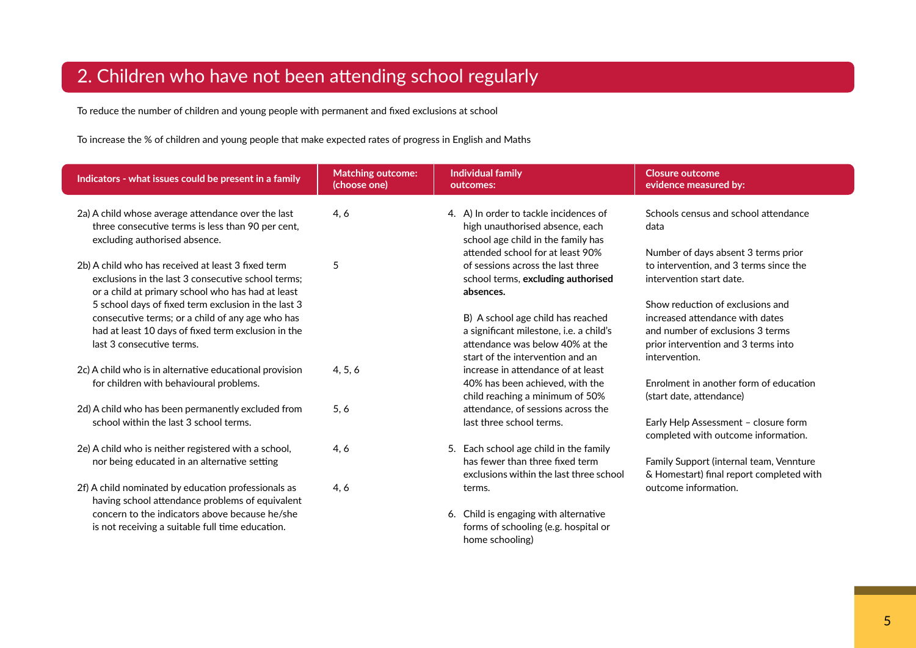## 2. Children who have not been attending school regularly

To reduce the number of children and young people with permanent and fixed exclusions at school

To increase the % of children and young people that make expected rates of progress in English and Maths

| Indicators - what issues could be present in a family | Matching outcome: (choose one) | Individual family outcomes: | Closure outcome evidence measured by: |
|---|---|---|---|
| 2a) A child whose average attendance over the last three consecutive terms is less than 90 per cent, excluding authorised absence. | 4, 6 | 4. A) In order to tackle incidences of high unauthorised absence, each school age child in the family has attended school for at least 90% of sessions across the last three school terms, **excluding authorised absences.** | Schools census and school attendance data |
| 2b) A child who has received at least 3 fixed term exclusions in the last 3 consecutive school terms; or a child at primary school who has had at least 5 school days of fixed term exclusion in the last 3 consecutive terms; or a child of any age who has had at least 10 days of fixed term exclusion in the last 3 consecutive terms. | 5 | B) A school age child has reached a significant milestone, i.e. a child's attendance was below 40% at the start of the intervention and an increase in attendance of at least 40% has been achieved, with the child reaching a minimum of 50% attendance, of sessions across the last three school terms. | Number of days absent 3 terms prior to intervention, and 3 terms since the intervention start date. |
| 2c) A child who is in alternative educational provision for children with behavioural problems. | 4, 5, 6 | 5. Each school age child in the family has fewer than three fixed term exclusions within the last three school terms. | Show reduction of exclusions and increased attendance with dates and number of exclusions 3 terms prior intervention and 3 terms into intervention. |
| 2d) A child who has been permanently excluded from school within the last 3 school terms. | 5, 6 | 6. Child is engaging with alternative forms of schooling (e.g. hospital or home schooling) | Enrolment in another form of education (start date, attendance) |
| 2e) A child who is neither registered with a school, nor being educated in an alternative setting | 4, 6 | | Early Help Assessment – closure form completed with outcome information. |
| 2f) A child nominated by education professionals as having school attendance problems of equivalent concern to the indicators above because he/she is not receiving a suitable full time education. | 4, 6 | | Family Support (internal team, Vennture & Homestart) final report completed with outcome information. |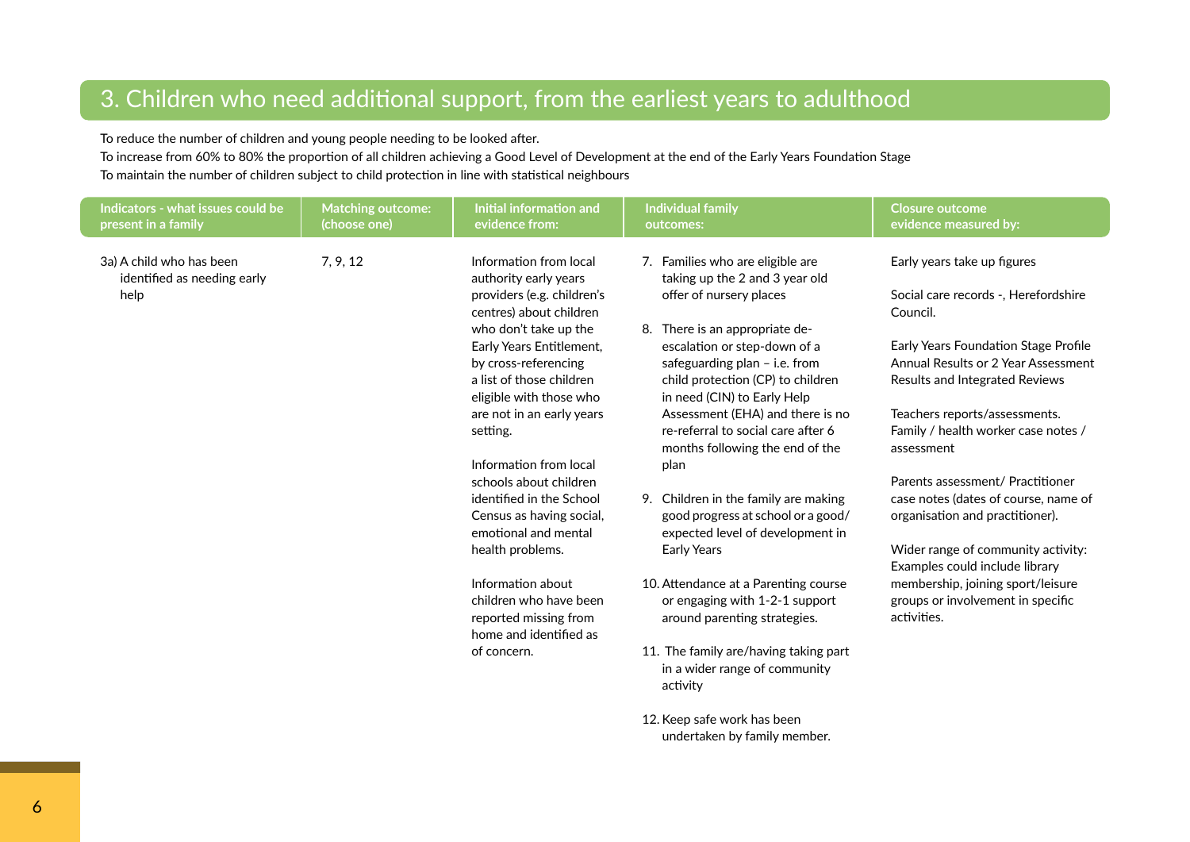# 3. Children who need additional support, from the earliest years to adulthood

To reduce the number of children and young people needing to be looked after.
To increase from 60% to 80% the proportion of all children achieving a Good Level of Development at the end of the Early Years Foundation Stage
To maintain the number of children subject to child protection in line with statistical neighbours

| Indicators - what issues could be present in a family | Matching outcome: (choose one) | Initial information and evidence from: | Individual family outcomes: | Closure outcome evidence measured by: |
|---|---|---|---|---|
| 3a) A child who has been identified as needing early help | 7, 9, 12 | Information from local authority early years providers (e.g. children's centres) about children who don't take up the Early Years Entitlement, by cross-referencing a list of those children eligible with those who are not in an early years setting.<br><br>Information from local schools about children identified in the School Census as having social, emotional and mental health problems.<br><br>Information about children who have been reported missing from home and identified as of concern. | 7. Families who are eligible are taking up the 2 and 3 year old offer of nursery places<br><br>8. There is an appropriate de-escalation or step-down of a safeguarding plan – i.e. from child protection (CP) to children in need (CIN) to Early Help Assessment (EHA) and there is no re-referral to social care after 6 months following the end of the plan<br><br>9. Children in the family are making good progress at school or a good/expected level of development in Early Years<br><br>10. Attendance at a Parenting course or engaging with 1-2-1 support around parenting strategies.<br><br>11. The family are/having taking part in a wider range of community activity<br><br>12. Keep safe work has been undertaken by family member. | Early years take up figures<br><br>Social care records -, Herefordshire Council.<br><br>Early Years Foundation Stage Profile Annual Results or 2 Year Assessment Results and Integrated Reviews<br><br>Teachers reports/assessments. Family / health worker case notes / assessment<br><br>Parents assessment/ Practitioner case notes (dates of course, name of organisation and practitioner).<br><br>Wider range of community activity: Examples could include library membership, joining sport/leisure groups or involvement in specific activities. |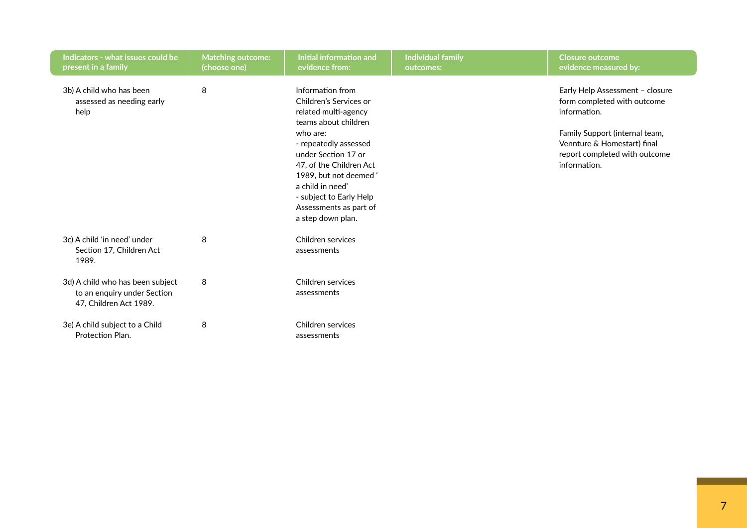| Indicators - what issues could be present in a family | Matching outcome: (choose one) | Initial information and evidence from: | Individual family outcomes: | Closure outcome evidence measured by: |
|---|---|---|---|---|
| 3b) A child who has been assessed as needing early help | 8 | Information from Children's Services or related multi-agency teams about children who are:<br>- repeatedly assessed under Section 17 or 47, of the Children Act 1989, but not deemed ' a child in need'<br>- subject to Early Help Assessments as part of a step down plan. | | Early Help Assessment – closure form completed with outcome information.<br><br>Family Support (internal team, Vennture & Homestart) final report completed with outcome information. |
| 3c) A child 'in need' under Section 17, Children Act 1989. | 8 | Children services assessments | | |
| 3d) A child who has been subject to an enquiry under Section 47, Children Act 1989. | 8 | Children services assessments | | |
| 3e) A child subject to a Child Protection Plan. | 8 | Children services assessments | | |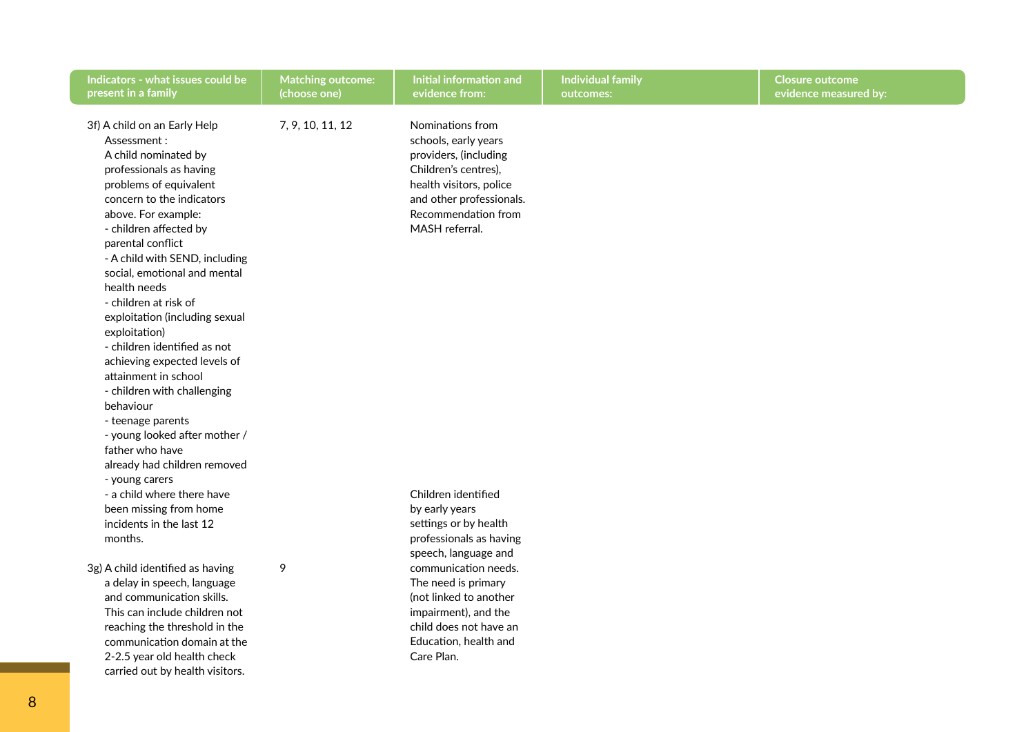| Indicators - what issues could be present in a family | Matching outcome: (choose one) | Initial information and evidence from: | Individual family outcomes: | Closure outcome evidence measured by: |
|---|---|---|---|---|
| 3f) A child on an Early Help Assessment : A child nominated by professionals as having problems of equivalent concern to the indicators above. For example: - children affected by parental conflict - A child with SEND, including social, emotional and mental health needs - children at risk of exploitation (including sexual exploitation) - children identified as not achieving expected levels of attainment in school - children with challenging behaviour - teenage parents - young looked after mother / father who have already had children removed - young carers - a child where there have been missing from home incidents in the last 12 months. | 7, 9, 10, 11, 12 | Nominations from schools, early years providers, (including Children's centres), health visitors, police and other professionals. Recommendation from MASH referral. | | |
| 3g) A child identified as having a delay in speech, language and communication skills. This can include children not reaching the threshold in the communication domain at the 2-2.5 year old health check carried out by health visitors. | 9 | Children identified by early years settings or by health professionals as having speech, language and communication needs. The need is primary (not linked to another impairment), and the child does not have an Education, health and Care Plan. | | |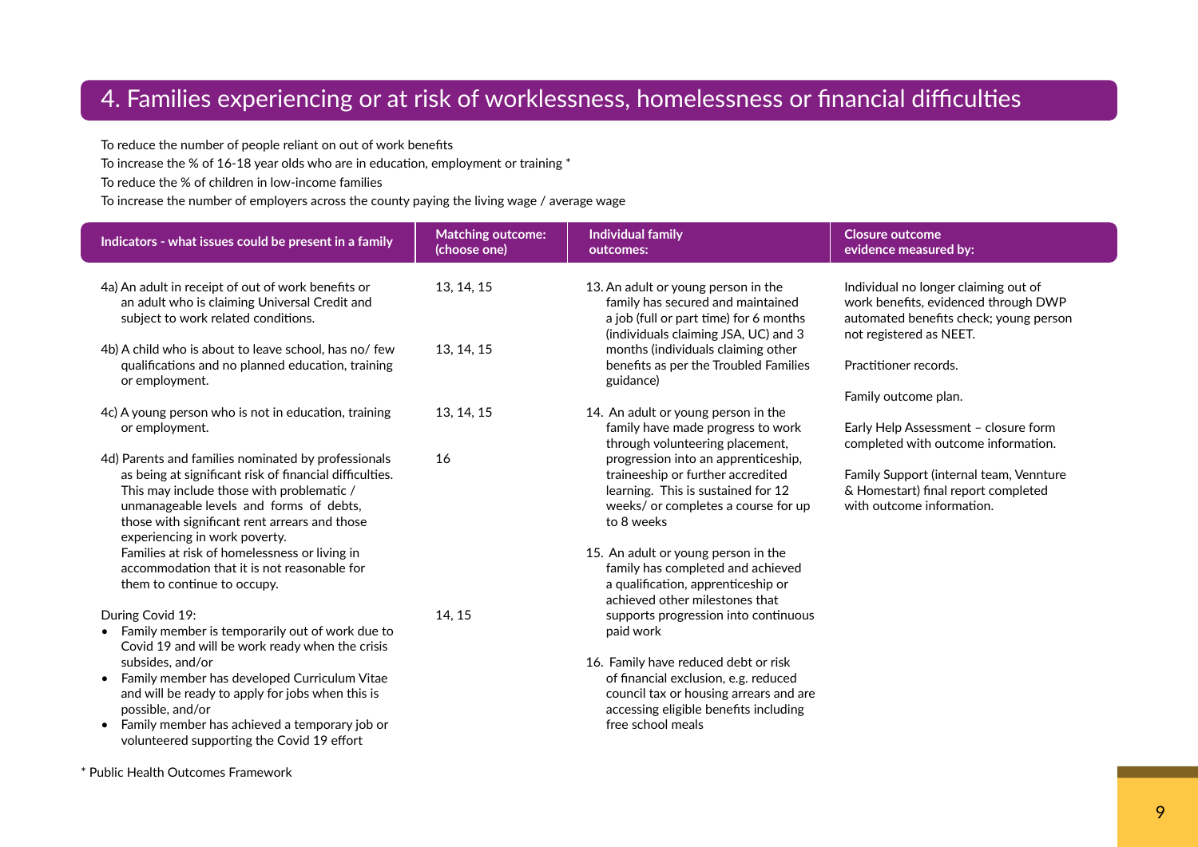## 4. Families experiencing or at risk of worklessness, homelessness or financial difficulties

To reduce the number of people reliant on out of work benefits

To increase the % of 16-18 year olds who are in education, employment or training *

To reduce the % of children in low-income families

To increase the number of employers across the county paying the living wage / average wage

| Indicators - what issues could be present in a family | Matching outcome: (choose one) | Individual family outcomes: | Closure outcome evidence measured by: |
|---|---|---|---|
| 4a) An adult in receipt of out of work benefits or an adult who is claiming Universal Credit and subject to work related conditions. | 13, 14, 15 | 13. An adult or young person in the family has secured and maintained a job (full or part time) for 6 months (individuals claiming JSA, UC) and 3 months (individuals claiming other benefits as per the Troubled Families guidance) | Individual no longer claiming out of work benefits, evidenced through DWP automated benefits check; young person not registered as NEET. |
| 4b) A child who is about to leave school, has no/ few qualifications and no planned education, training or employment. | 13, 14, 15 | 14. An adult or young person in the family have made progress to work through volunteering placement, progression into an apprenticeship, traineeship or further accredited learning. This is sustained for 12 weeks/ or completes a course for up to 8 weeks | Practitioner records. |
| 4c) A young person who is not in education, training or employment. | 13, 14, 15 | 15. An adult or young person in the family has completed and achieved a qualification, apprenticeship or achieved other milestones that supports progression into continuous paid work | Family outcome plan. |
| 4d) Parents and families nominated by professionals as being at significant risk of financial difficulties. This may include those with problematic / unmanageable levels and forms of debts, those with significant rent arrears and those experiencing in work poverty. Families at risk of homelessness or living in accommodation that it is not reasonable for them to continue to occupy. | 16 | 16. Family have reduced debt or risk of financial exclusion, e.g. reduced council tax or housing arrears and are accessing eligible benefits including free school meals | Early Help Assessment – closure form completed with outcome information. |
| During Covid 19:<br>• Family member is temporarily out of work due to Covid 19 and will be work ready when the crisis subsides, and/or<br>• Family member has developed Curriculum Vitae and will be ready to apply for jobs when this is possible, and/or<br>• Family member has achieved a temporary job or volunteered supporting the Covid 19 effort | 14, 15 | | Family Support (internal team, Vennture & Homestart) final report completed with outcome information. |

* Public Health Outcomes Framework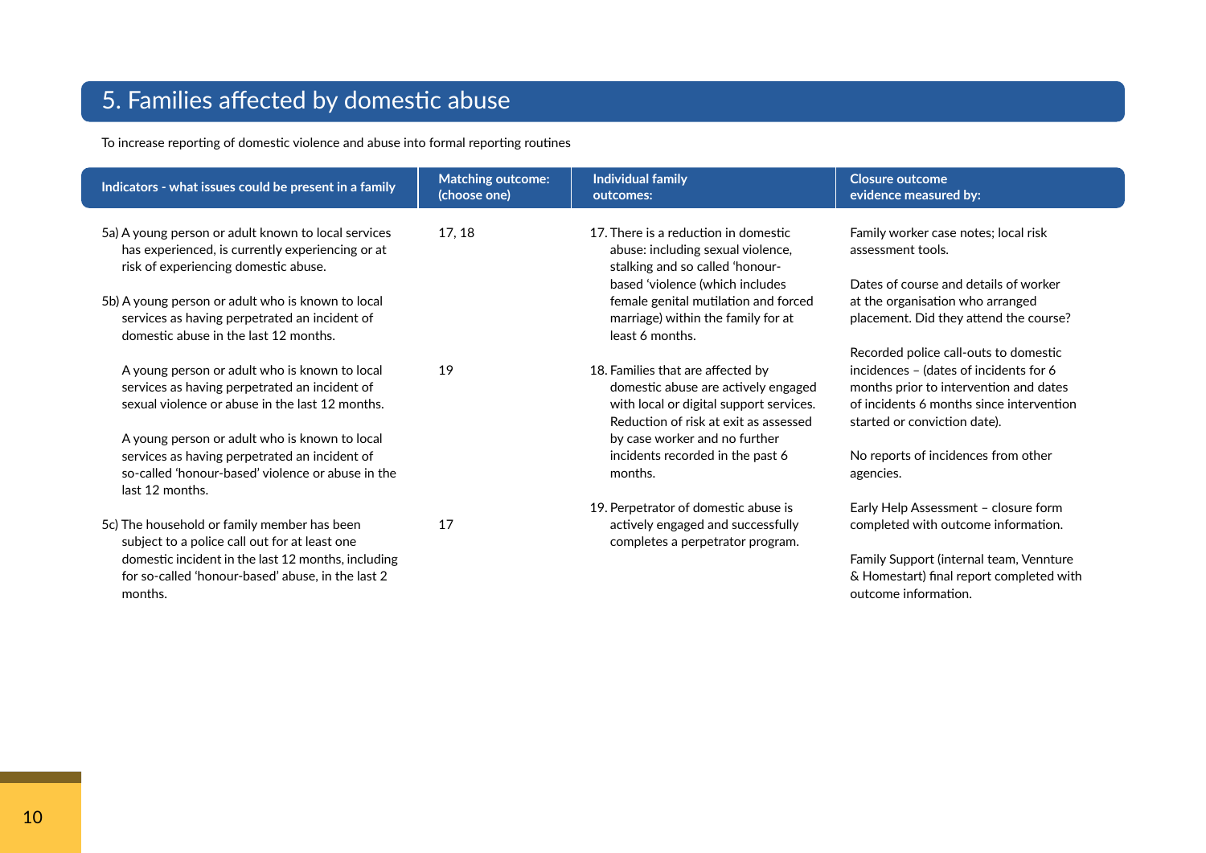# 5. Families affected by domestic abuse

To increase reporting of domestic violence and abuse into formal reporting routines

| Indicators - what issues could be present in a family | Matching outcome: (choose one) | Individual family outcomes: | Closure outcome evidence measured by: |
|---|---|---|---|
| 5a) A young person or adult known to local services has experienced, is currently experiencing or at risk of experiencing domestic abuse.<br><br>5b) A young person or adult who is known to local services as having perpetrated an incident of domestic abuse in the last 12 months. | 17, 18 | 17. There is a reduction in domestic abuse: including sexual violence, stalking and so called 'honour-based 'violence (which includes female genital mutilation and forced marriage) within the family for at least 6 months. | Family worker case notes; local risk assessment tools.<br><br>Dates of course and details of worker at the organisation who arranged placement. Did they attend the course? |
| A young person or adult who is known to local services as having perpetrated an incident of sexual violence or abuse in the last 12 months.<br><br>A young person or adult who is known to local services as having perpetrated an incident of so-called 'honour-based' violence or abuse in the last 12 months. | 19 | 18. Families that are affected by domestic abuse are actively engaged with local or digital support services. Reduction of risk at exit as assessed by case worker and no further incidents recorded in the past 6 months. | Recorded police call-outs to domestic incidences – (dates of incidents for 6 months prior to intervention and dates of incidents 6 months since intervention started or conviction date).<br><br>No reports of incidences from other agencies. |
| 5c) The household or family member has been subject to a police call out for at least one domestic incident in the last 12 months, including for so-called 'honour-based' abuse, in the last 2 months. | 17 | 19. Perpetrator of domestic abuse is actively engaged and successfully completes a perpetrator program. | Early Help Assessment – closure form completed with outcome information.<br><br>Family Support (internal team, Vennture & Homestart) final report completed with outcome information. |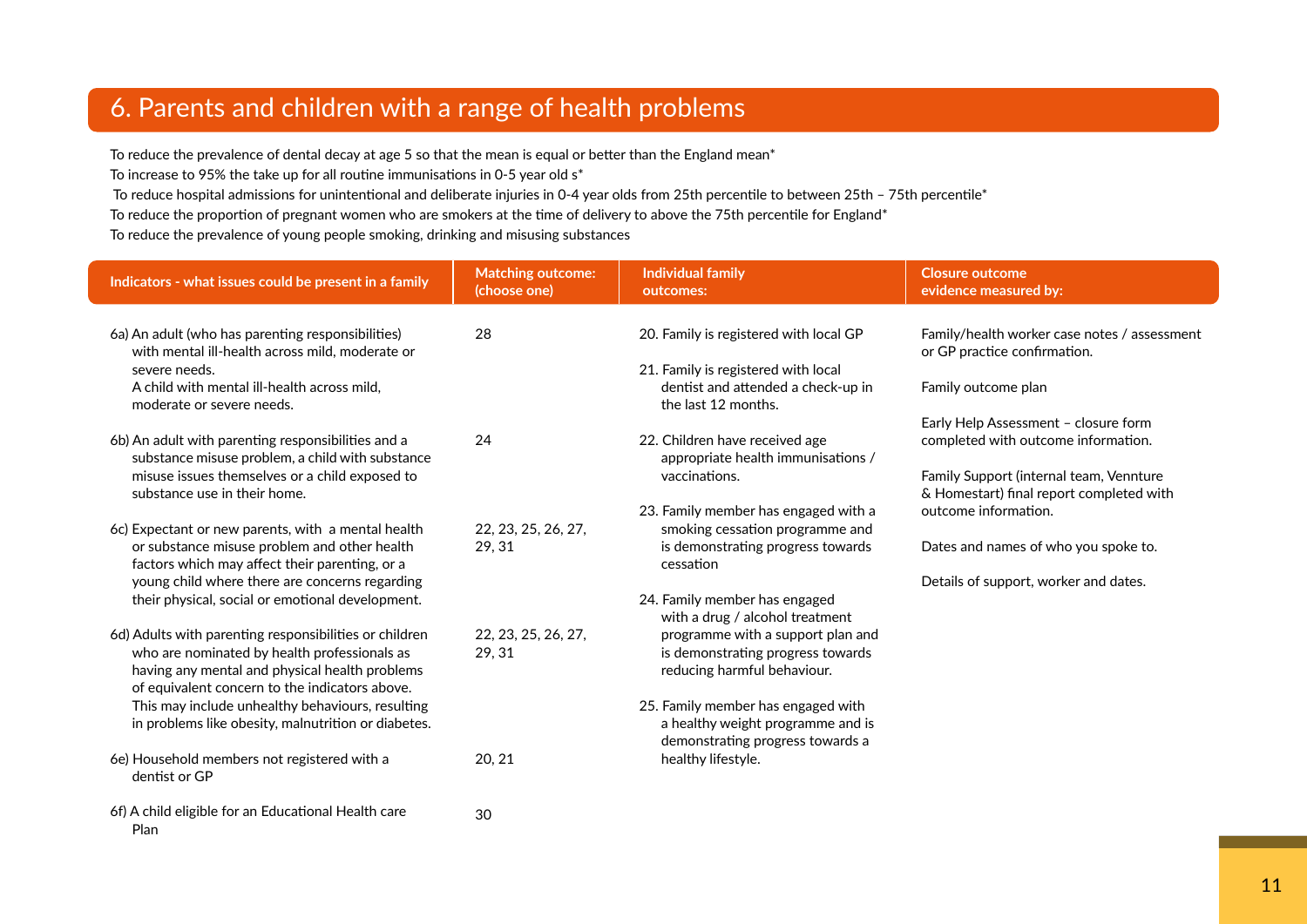# 6. Parents and children with a range of health problems

To reduce the prevalence of dental decay at age 5 so that the mean is equal or better than the England mean*

To increase to 95% the take up for all routine immunisations in 0-5 year old s*

To reduce hospital admissions for unintentional and deliberate injuries in 0-4 year olds from 25th percentile to between 25th – 75th percentile*

To reduce the proportion of pregnant women who are smokers at the time of delivery to above the 75th percentile for England*

To reduce the prevalence of young people smoking, drinking and misusing substances

| Indicators - what issues could be present in a family | Matching outcome: (choose one) | Individual family outcomes: | Closure outcome evidence measured by: |
|---|---|---|---|
| 6a) An adult (who has parenting responsibilities) with mental ill-health across mild, moderate or severe needs. A child with mental ill-health across mild, moderate or severe needs. | 28 | 20. Family is registered with local GP<br><br>21. Family is registered with local dentist and attended a check-up in the last 12 months. | Family/health worker case notes / assessment or GP practice confirmation.<br><br>Family outcome plan |
| 6b) An adult with parenting responsibilities and a substance misuse problem, a child with substance misuse issues themselves or a child exposed to substance use in their home. | 24 | 22. Children have received age appropriate health immunisations / vaccinations. | Early Help Assessment – closure form completed with outcome information.<br><br>Family Support (internal team, Vennture & Homestart) final report completed with outcome information. |
| 6c) Expectant or new parents, with a mental health or substance misuse problem and other health factors which may affect their parenting, or a young child where there are concerns regarding their physical, social or emotional development. | 22, 23, 25, 26, 27, 29, 31 | 23. Family member has engaged with a smoking cessation programme and is demonstrating progress towards cessation<br><br>24. Family member has engaged with a drug / alcohol treatment programme with a support plan and is demonstrating progress towards reducing harmful behaviour. | Dates and names of who you spoke to.<br><br>Details of support, worker and dates. |
| 6d) Adults with parenting responsibilities or children who are nominated by health professionals as having any mental and physical health problems of equivalent concern to the indicators above. This may include unhealthy behaviours, resulting in problems like obesity, malnutrition or diabetes. | 22, 23, 25, 26, 27, 29, 31 | 25. Family member has engaged with a healthy weight programme and is demonstrating progress towards a healthy lifestyle. | |
| 6e) Household members not registered with a dentist or GP | 20, 21 | | |
| 6f) A child eligible for an Educational Health care Plan | 30 | | |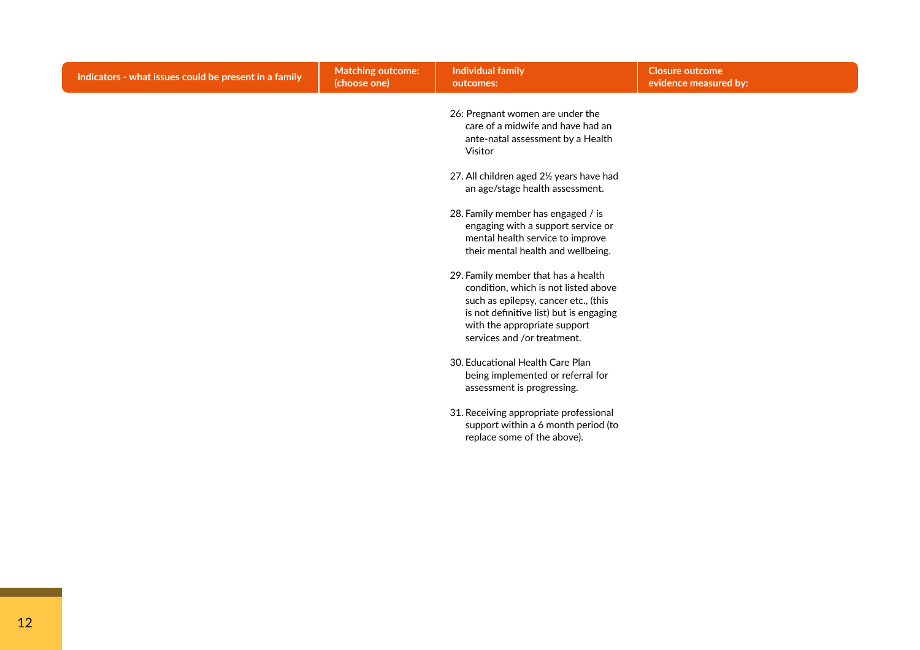| Indicators - what issues could be present in a family | Matching outcome: (choose one) | Individual family outcomes: | Closure outcome evidence measured by: |
|---|---|---|---|
| | | 26: Pregnant women are under the care of a midwife and have had an ante-natal assessment by a Health Visitor<br><br>27. All children aged 2½ years have had an age/stage health assessment.<br><br>28. Family member has engaged / is engaging with a support service or mental health service to improve their mental health and wellbeing.<br><br>29. Family member that has a health condition, which is not listed above such as epilepsy, cancer etc., (this is not definitive list) but is engaging with the appropriate support services and /or treatment.<br><br>30. Educational Health Care Plan being implemented or referral for assessment is progressing.<br><br>31. Receiving appropriate professional support within a 6 month period (to replace some of the above). | |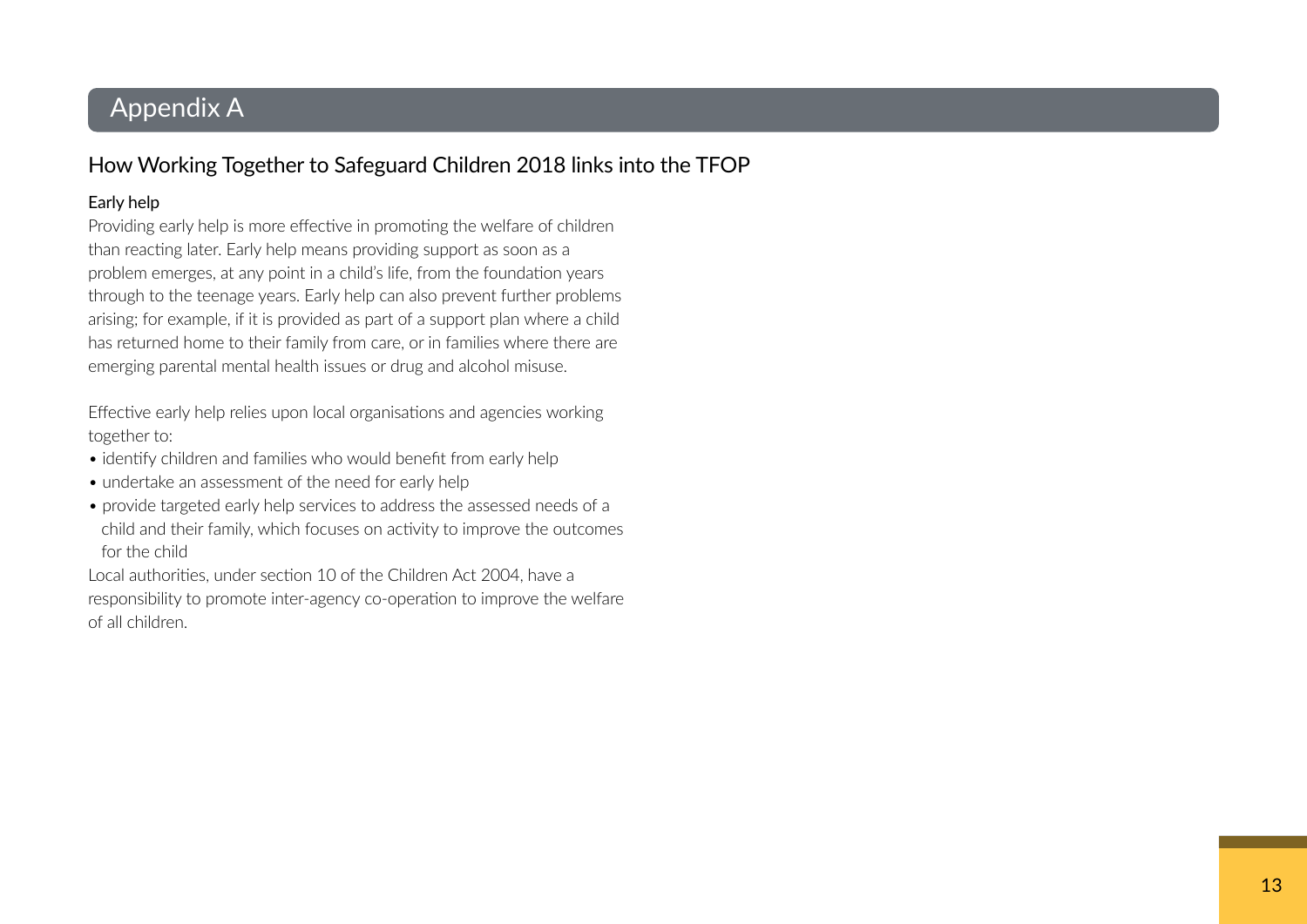# Appendix A

## How Working Together to Safeguard Children 2018 links into the TFOP

### Early help

Providing early help is more effective in promoting the welfare of children than reacting later. Early help means providing support as soon as a problem emerges, at any point in a child's life, from the foundation years through to the teenage years. Early help can also prevent further problems arising; for example, if it is provided as part of a support plan where a child has returned home to their family from care, or in families where there are emerging parental mental health issues or drug and alcohol misuse.

Effective early help relies upon local organisations and agencies working together to:

- identify children and families who would benefit from early help
- undertake an assessment of the need for early help
- provide targeted early help services to address the assessed needs of a child and their family, which focuses on activity to improve the outcomes for the child

Local authorities, under section 10 of the Children Act 2004, have a responsibility to promote inter-agency co-operation to improve the welfare of all children.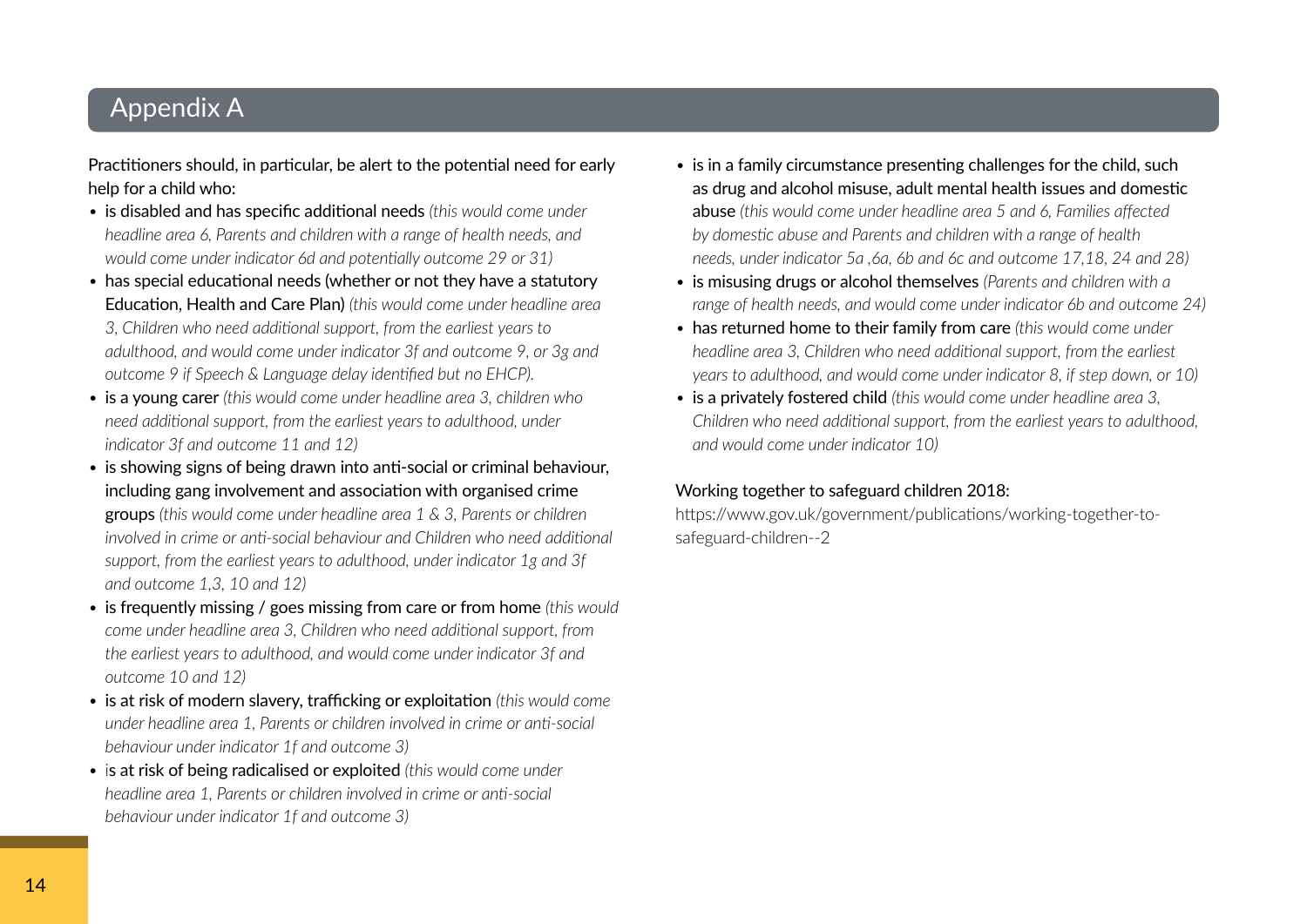# Appendix A

Practitioners should, in particular, be alert to the potential need for early help for a child who:

- is disabled and has specific additional needs *(this would come under headline area 6, Parents and children with a range of health needs, and would come under indicator 6d and potentially outcome 29 or 31)*
- has special educational needs (whether or not they have a statutory Education, Health and Care Plan) *(this would come under headline area 3, Children who need additional support, from the earliest years to adulthood, and would come under indicator 3f and outcome 9, or 3g and outcome 9 if Speech & Language delay identified but no EHCP).*
- is a young carer *(this would come under headline area 3, children who need additional support, from the earliest years to adulthood, under indicator 3f and outcome 11 and 12)*
- is showing signs of being drawn into anti-social or criminal behaviour, including gang involvement and association with organised crime groups *(this would come under headline area 1 & 3, Parents or children involved in crime or anti-social behaviour and Children who need additional support, from the earliest years to adulthood, under indicator 1g and 3f and outcome 1,3, 10 and 12)*
- is frequently missing / goes missing from care or from home *(this would come under headline area 3, Children who need additional support, from the earliest years to adulthood, and would come under indicator 3f and outcome 10 and 12)*
- is at risk of modern slavery, trafficking or exploitation *(this would come under headline area 1, Parents or children involved in crime or anti-social behaviour under indicator 1f and outcome 3)*
- is at risk of being radicalised or exploited *(this would come under headline area 1, Parents or children involved in crime or anti-social behaviour under indicator 1f and outcome 3)*
- is in a family circumstance presenting challenges for the child, such as drug and alcohol misuse, adult mental health issues and domestic abuse *(this would come under headline area 5 and 6, Families affected by domestic abuse and Parents and children with a range of health needs, under indicator 5a ,6a, 6b and 6c and outcome 17,18, 24 and 28)*
- is misusing drugs or alcohol themselves *(Parents and children with a range of health needs, and would come under indicator 6b and outcome 24)*
- has returned home to their family from care *(this would come under headline area 3, Children who need additional support, from the earliest years to adulthood, and would come under indicator 8, if step down, or 10)*
- is a privately fostered child *(this would come under headline area 3, Children who need additional support, from the earliest years to adulthood, and would come under indicator 10)*

Working together to safeguard children 2018:
https://www.gov.uk/government/publications/working-together-to-safeguard-children--2